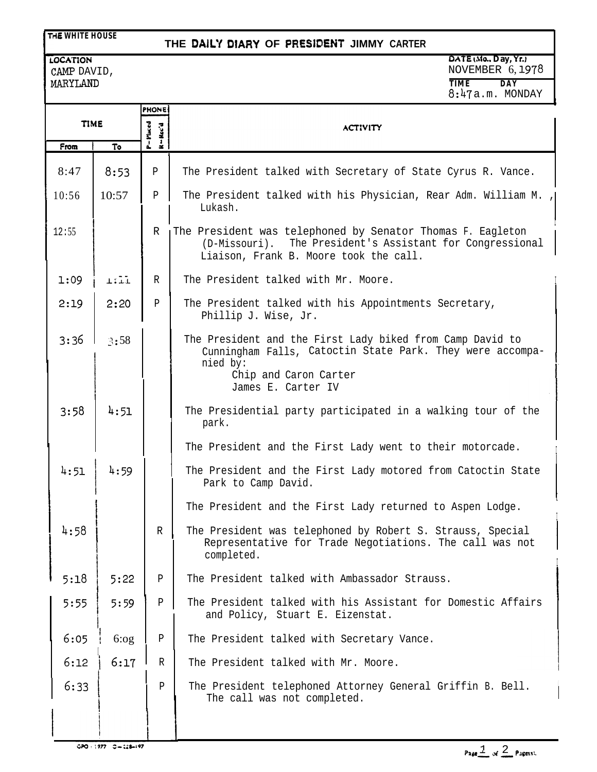THE WHITE HOUSE

# THE DAILY DIARY OF PRESIDENT JIMMY CARTER

LOCATION: CAMP DAVID, MARYLAND

DATE (Mo., Day, Yr.): NOVEMBER 6, 1978

TIME: 8:47 a.m. DAY: MONDAY

| TIME From | TIME To | PHONE P=Placed R=Rec'd | ACTIVITY |
|---|---|---|---|
| 8:47 | 8:53 | P | The President talked with Secretary of State Cyrus R. Vance. |
| 10:56 | 10:57 | P | The President talked with his Physician, Rear Adm. William M. Lukash. |
| 12:55 | | R | The President was telephoned by Senator Thomas F. Eagleton (D-Missouri). The President's Assistant for Congressional Liaison, Frank B. Moore took the call. |
| 1:09 | 1:11 | R | The President talked with Mr. Moore. |
| 2:19 | 2:20 | P | The President talked with his Appointments Secretary, Phillip J. Wise, Jr. |
| 3:36 | 3:58 | | The President and the First Lady biked from Camp David to Cunningham Falls, Catoctin State Park. They were accompanied by: Chip and Caron Carter; James E. Carter IV |
| 3:58 | 4:51 | | The Presidential party participated in a walking tour of the park. |
| | | | The President and the First Lady went to their motorcade. |
| 4:51 | 4:59 | | The President and the First Lady motored from Catoctin State Park to Camp David. |
| | | | The President and the First Lady returned to Aspen Lodge. |
| 4:58 | | R | The President was telephoned by Robert S. Strauss, Special Representative for Trade Negotiations. The call was not completed. |
| 5:18 | 5:22 | P | The President talked with Ambassador Strauss. |
| 5:55 | 5:59 | P | The President talked with his Assistant for Domestic Affairs and Policy, Stuart E. Eizenstat. |
| 6:05 | 6:09 | P | The President talked with Secretary Vance. |
| 6:12 | 6:17 | R | The President talked with Mr. Moore. |
| 6:33 | | P | The President telephoned Attorney General Griffin B. Bell. The call was not completed. |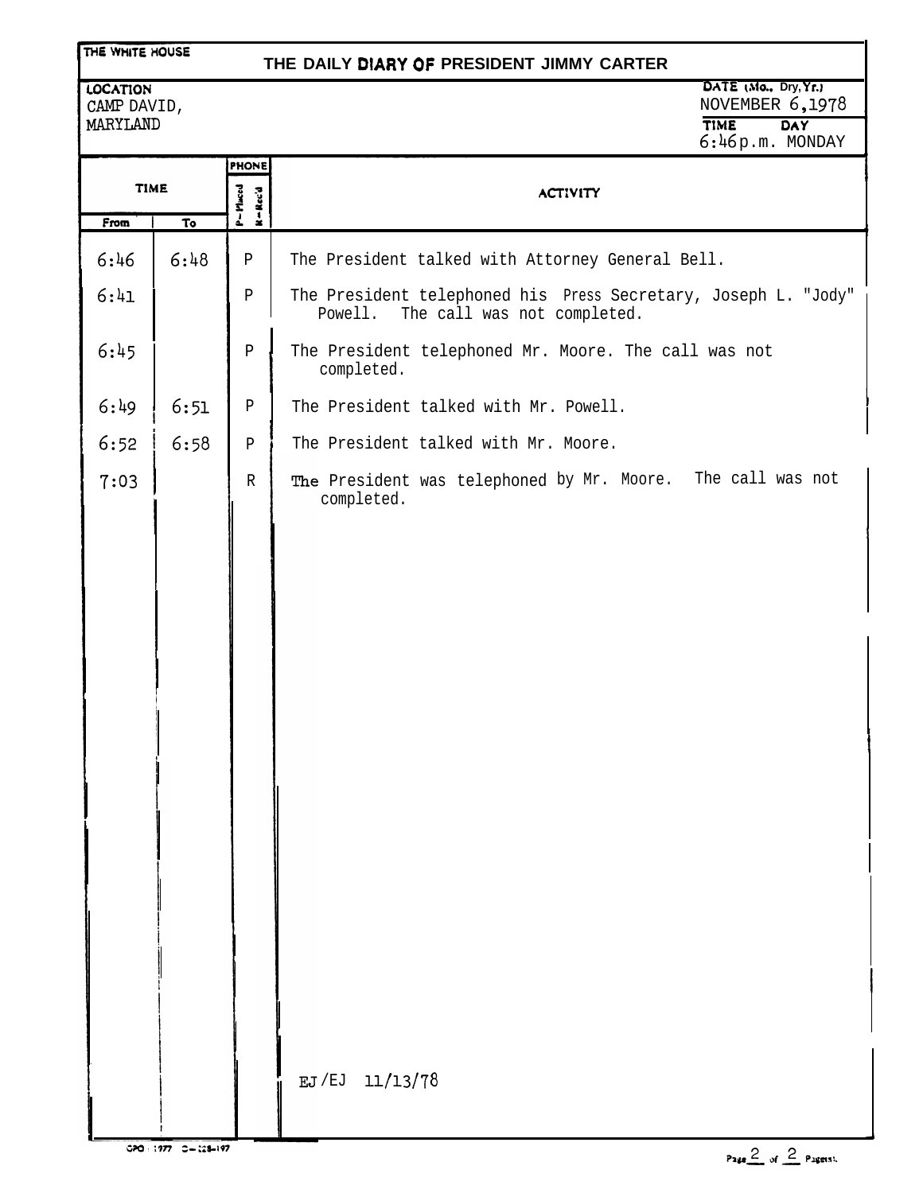THE WHITE HOUSE

# THE DAILY DIARY OF PRESIDENT JIMMY CARTER

LOCATION
CAMP DAVID,
MARYLAND

DATE (Mo., Day, Yr.)
NOVEMBER 6, 1978

TIME DAY
6:46 p.m. MONDAY

| TIME From | TIME To | PHONE P-Placed R-Rec'd | ACTIVITY |
|---|---|---|---|
| 6:46 | 6:48 | P | The President talked with Attorney General Bell. |
| 6:41 | | P | The President telephoned his Press Secretary, Joseph L. "Jody" Powell. The call was not completed. |
| 6:45 | | P | The President telephoned Mr. Moore. The call was not completed. |
| 6:49 | 6:51 | P | The President talked with Mr. Powell. |
| 6:52 | 6:58 | P | The President talked with Mr. Moore. |
| 7:03 | | R | The President was telephoned by Mr. Moore. The call was not completed. |

EJ/EJ 11/13/78

GPO : 1977 O-228-197